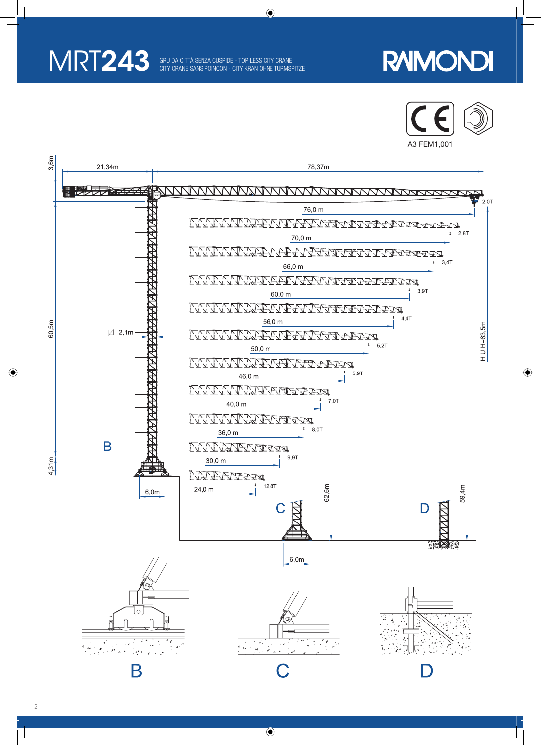# MRT**243**

GRU DA CITTÀ SENZA CUSPIDE - TOP LESS CITY CRANE
CITY CRANE SANS POINCON - CITY KRAN OHNE TURMSPITZE

RAIMONDI

A3 FEM1,001

3,6m | 21,34m | 78,37m

2,0T

| Jib length | Tip load |
|---|---|
| 76,0 m | 2,8T |
| 70,0 m | 3,4T |
| 66,0 m | 3,9T |
| 60,0 m | 4,4T |
| 56,0 m | 5,2T |
| 50,0 m | 5,9T |
| 46,0 m | 7,0T |
| 40,0 m | 8,0T |
| 36,0 m | 9,9T |
| 30,0 m | 12,8T |
| 24,0 m | |

60,5m

2,1m

H.U.H=63,5m

B

4,31m

6,0m

C 62,6m

D 59,4m

6,0m

B C D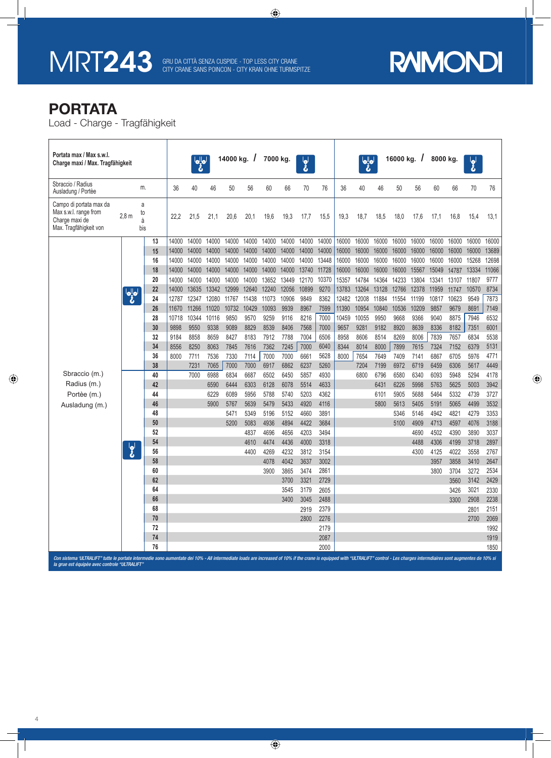# MRT243

GRU DA CITTÀ SENZA CUSPIDE - TOP LESS CITY CRANE
CITY CRANE SANS POINCON - CITY KRAN OHNE TURMSPITZE

RAIMONDI

## PORTATA

Load - Charge - Tragfähigkeit

| **Portata max / Max s.w.l. Charge maxi / Max. Tragfähigkeit** | **14000 kg. / 7000 kg.** | | | | | | | | | **16000 kg. / 8000 kg.** | | | | | | | | |
|---|---|---|---|---|---|---|---|---|---|---|---|---|---|---|---|---|---|---|
| Sbraccio / Radius Ausladung / Portée (m.) | 36 | 40 | 46 | 50 | 56 | 60 | 66 | 70 | 76 | 36 | 40 | 46 | 50 | 56 | 60 | 66 | 70 | 76 |
| Campo di portata max da / Max s.w.l. range from / Charge maxi de / Max. Tragfähigkeit von 2,8 m a / to / à / bis | 22,2 | 21,5 | 21,1 | 20,6 | 20,1 | 19,6 | 19,3 | 17,7 | 15,5 | 19,3 | 18,7 | 18,5 | 18,0 | 17,6 | 17,1 | 16,8 | 15,4 | 13,1 |
| **Sbraccio (m.) / Radius (m.) / Portèe (m.) / Ausladung (m.)** | | | | | | | | | | | | | | | | | | |
| 13 | 14000 | 14000 | 14000 | 14000 | 14000 | 14000 | 14000 | 14000 | 14000 | 16000 | 16000 | 16000 | 16000 | 16000 | 16000 | 16000 | 16000 | 16000 |
| 15 | 14000 | 14000 | 14000 | 14000 | 14000 | 14000 | 14000 | 14000 | 14000 | 16000 | 16000 | 16000 | 16000 | 16000 | 16000 | 16000 | 16000 | 13689 |
| 16 | 14000 | 14000 | 14000 | 14000 | 14000 | 14000 | 14000 | 14000 | 13448 | 16000 | 16000 | 16000 | 16000 | 16000 | 16000 | 16000 | 15268 | 12698 |
| 18 | 14000 | 14000 | 14000 | 14000 | 14000 | 14000 | 14000 | 13740 | 11728 | 16000 | 16000 | 16000 | 16000 | 15567 | 15049 | 14787 | 13334 | 11066 |
| 20 | 14000 | 14000 | 14000 | 14000 | 14000 | 13652 | 13449 | 12170 | 10370 | 15357 | 14784 | 14364 | 14233 | 13804 | 13341 | 13107 | 11807 | 9777 |
| 22 | 14000 | 13635 | 13342 | 12999 | 12640 | 12240 | 12056 | 10899 | 9270 | 13783 | 13264 | 13128 | 12766 | 12378 | 11959 | 11747 | 10570 | 8734 |
| 24 | 12787 | 12347 | 12080 | 11767 | 11438 | 11073 | 10906 | 9849 | 8362 | 12482 | 12008 | 11884 | 11554 | 11199 | 10817 | 10623 | 9549 | 7873 |
| 26 | 11670 | 11266 | 11020 | 10732 | 10429 | 10093 | 9939 | 8967 | 7599 | 11390 | 10954 | 10840 | 10536 | 10209 | 9857 | 9679 | 8691 | 7149 |
| 28 | 10718 | 10344 | 10116 | 9850 | 9570 | 9259 | 9116 | 8216 | 7000 | 10459 | 10055 | 9950 | 9668 | 9366 | 9040 | 8875 | 7946 | 6532 |
| 30 | 9898 | 9550 | 9338 | 9089 | 8829 | 8539 | 8406 | 7568 | 7000 | 9657 | 9281 | 9182 | 8920 | 8639 | 8336 | 8182 | 7351 | 6001 |
| 32 | 9184 | 8858 | 8659 | 8427 | 8183 | 7912 | 7788 | 7004 | 6506 | 8958 | 8606 | 8514 | 8269 | 8006 | 7839 | 7657 | 6834 | 5538 |
| 34 | 8556 | 8250 | 8063 | 7845 | 7616 | 7362 | 7245 | 7000 | 6040 | 8344 | 8014 | 8000 | 7899 | 7615 | 7324 | 7152 | 6379 | 5131 |
| 36 | 8000 | 7711 | 7536 | 7330 | 7114 | 7000 | 7000 | 6661 | 5628 | 8000 | 7654 | 7649 | 7409 | 7141 | 6867 | 6705 | 5976 | 4771 |
| 38 | | 7231 | 7065 | 7000 | 7000 | 6917 | 6862 | 6237 | 5260 | | 7204 | 7199 | 6972 | 6719 | 6459 | 6306 | 5617 | 4449 |
| 40 | | 7000 | 6988 | 6834 | 6687 | 6502 | 6450 | 5857 | 4930 | | 6800 | 6796 | 6580 | 6340 | 6093 | 5948 | 5294 | 4178 |
| 42 | | | 6590 | 6444 | 6303 | 6128 | 6078 | 5514 | 4633 | | | 6431 | 6226 | 5998 | 5763 | 5625 | 5003 | 3942 |
| 44 | | | 6229 | 6089 | 5956 | 5788 | 5740 | 5203 | 4362 | | | 6101 | 5905 | 5688 | 5464 | 5332 | 4739 | 3727 |
| 46 | | | 5900 | 5767 | 5639 | 5479 | 5433 | 4920 | 4116 | | | 5800 | 5613 | 5405 | 5191 | 5065 | 4499 | 3532 |
| 48 | | | | 5471 | 5349 | 5196 | 5152 | 4660 | 3891 | | | | 5346 | 5146 | 4942 | 4821 | 4279 | 3353 |
| 50 | | | | 5200 | 5083 | 4936 | 4894 | 4422 | 3684 | | | | 5100 | 4909 | 4713 | 4597 | 4076 | 3188 |
| 52 | | | | | 4837 | 4696 | 4656 | 4203 | 3494 | | | | | 4690 | 4502 | 4390 | 3890 | 3037 |
| 54 | | | | | 4610 | 4474 | 4436 | 4000 | 3318 | | | | | 4488 | 4306 | 4199 | 3718 | 2897 |
| 56 | | | | | 4400 | 4269 | 4232 | 3812 | 3154 | | | | | 4300 | 4125 | 4022 | 3558 | 2767 |
| 58 | | | | | | 4078 | 4042 | 3637 | 3002 | | | | | | 3957 | 3858 | 3410 | 2647 |
| 60 | | | | | | 3900 | 3865 | 3474 | 2861 | | | | | | 3800 | 3704 | 3272 | 2534 |
| 62 | | | | | | | 3700 | 3321 | 2729 | | | | | | | 3560 | 3142 | 2429 |
| 64 | | | | | | | 3545 | 3179 | 2605 | | | | | | | 3426 | 3021 | 2330 |
| 66 | | | | | | | 3400 | 3045 | 2488 | | | | | | | 3300 | 2908 | 2238 |
| 68 | | | | | | | | 2919 | 2379 | | | | | | | | 2801 | 2151 |
| 70 | | | | | | | | 2800 | 2276 | | | | | | | | 2700 | 2069 |
| 72 | | | | | | | | | 2179 | | | | | | | | | 1992 |
| 74 | | | | | | | | | 2087 | | | | | | | | | 1919 |
| 76 | | | | | | | | | 2000 | | | | | | | | | 1850 |

*Con sistema "ULTRALIFT" tutte le portate intermedie sono aumentate del 10% - All intermediate loads are increased of 10% if the crane is equipped with "ULTRALIFT" control - Les charges intermdiaires sont augmentes de 10% si la grue est équipée avec controle "ULTRALIFT"*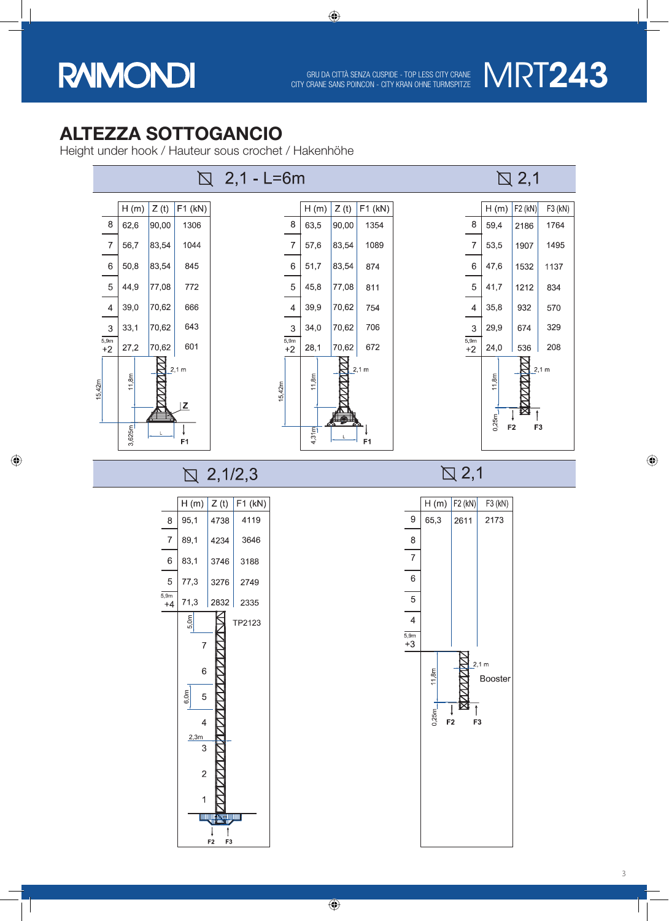RAIMONDI

GRU DA CITTÀ SENZA CUSPIDE - TOP LESS CITY CRANE
CITY CRANE SANS POINCON - CITY KRAN OHNE TURMSPITZE

MRT**243**

# ALTEZZA SOTTOGANCIO

Height under hook / Hauteur sous crochet / Hakenhöhe

## 2,1 - L=6m

| | H (m) | Z (t) | F1 (kN) |
|---|---|---|---|
| 8 | 62,6 | 90,00 | 1306 |
| 7 | 56,7 | 83,54 | 1044 |
| 6 | 50,8 | 83,54 | 845 |
| 5 | 44,9 | 77,08 | 772 |
| 4 | 39,0 | 70,62 | 666 |
| 3 | 33,1 | 70,62 | 643 |
| 5,9m +2 | 27,2 | 70,62 | 601 |

15,42m
11,8m
2,1 m
Z
3,625m
L
F1

| | H (m) | Z (t) | F1 (kN) |
|---|---|---|---|
| 8 | 63,5 | 90,00 | 1354 |
| 7 | 57,6 | 83,54 | 1089 |
| 6 | 51,7 | 83,54 | 874 |
| 5 | 45,8 | 77,08 | 811 |
| 4 | 39,9 | 70,62 | 754 |
| 3 | 34,0 | 70,62 | 706 |
| 5,9m +2 | 28,1 | 70,62 | 672 |

15,42m
11,8m
2,1 m
4,31m
L
F1

## 2,1

| | H (m) | F2 (kN) | F3 (kN) |
|---|---|---|---|
| 8 | 59,4 | 2186 | 1764 |
| 7 | 53,5 | 1907 | 1495 |
| 6 | 47,6 | 1532 | 1137 |
| 5 | 41,7 | 1212 | 834 |
| 4 | 35,8 | 932 | 570 |
| 3 | 29,9 | 674 | 329 |
| 5,9m +2 | 24,0 | 536 | 208 |

11,8m
2,1 m
0,25m
F2
F3

## 2,1/2,3

| | H (m) | Z (t) | F1 (kN) |
|---|---|---|---|
| 8 | 95,1 | 4738 | 4119 |
| 7 | 89,1 | 4234 | 3646 |
| 6 | 83,1 | 3746 | 3188 |
| 5 | 77,3 | 3276 | 2749 |
| 5,9m +4 | 71,3 | 2832 | 2335 |

5,0m
TP2123
7
6
6,0m
5
4
2,3m
3
2
1
F2
F3

## 2,1

| | H (m) | F2 (kN) | F3 (kN) |
|---|---|---|---|
| 9 | 65,3 | 2611 | 2173 |
| 8 | | | |
| 7 | | | |
| 6 | | | |
| 5 | | | |
| 4 | | | |
| 5,9m +3 | | | |

11,8m
2,1 m
Booster
0,25m
F2
F3